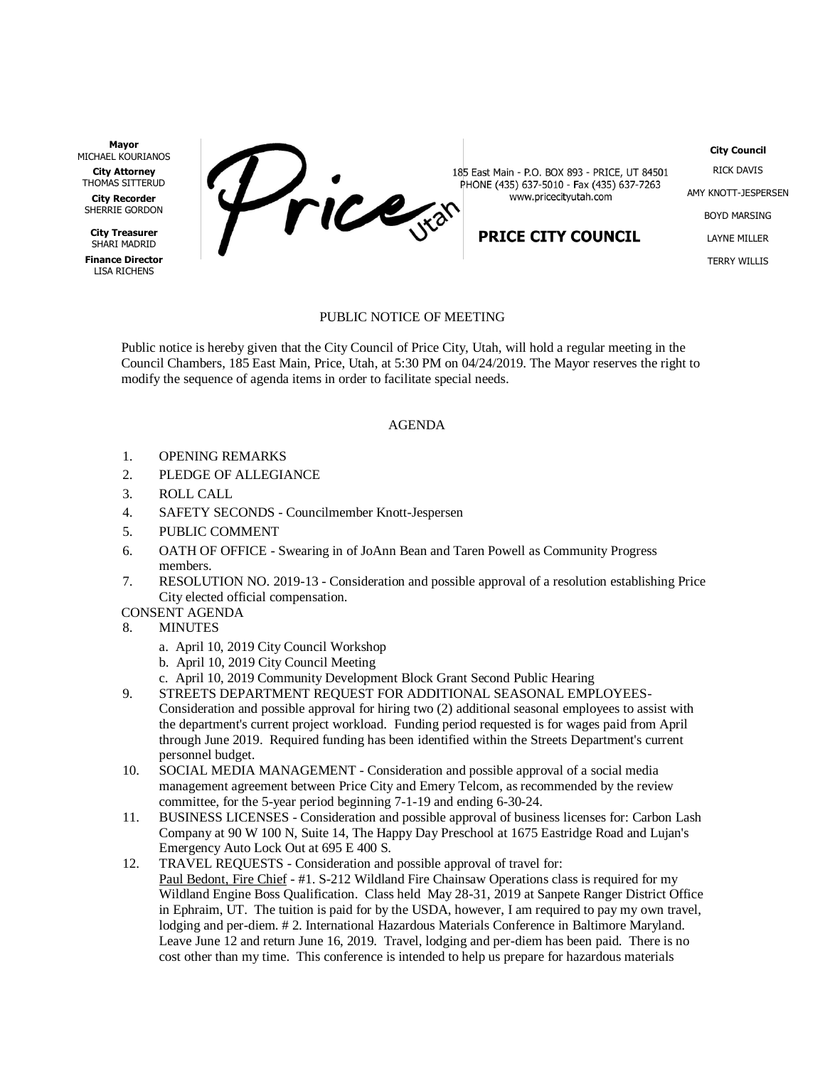**Mayor**
MICHAEL KOURIANOS

**City Attorney**
THOMAS SITTERUD

**City Recorder**
SHERRIE GORDON

**City Treasurer**
SHARI MADRID

**Finance Director**
LISA RICHENS

185 East Main - P.O. BOX 893 - PRICE, UT 84501
PHONE (435) 637-5010 - Fax (435) 637-7263
www.pricecityutah.com

**PRICE CITY COUNCIL**

**City Council**
RICK DAVIS
AMY KNOTT-JESPERSEN
BOYD MARSING
LAYNE MILLER
TERRY WILLIS

PUBLIC NOTICE OF MEETING

Public notice is hereby given that the City Council of Price City, Utah, will hold a regular meeting in the Council Chambers, 185 East Main, Price, Utah, at 5:30 PM on 04/24/2019. The Mayor reserves the right to modify the sequence of agenda items in order to facilitate special needs.

AGENDA

1. OPENING REMARKS
2. PLEDGE OF ALLEGIANCE
3. ROLL CALL
4. SAFETY SECONDS - Councilmember Knott-Jespersen
5. PUBLIC COMMENT
6. OATH OF OFFICE - Swearing in of JoAnn Bean and Taren Powell as Community Progress members.
7. RESOLUTION NO. 2019-13 - Consideration and possible approval of a resolution establishing Price City elected official compensation.

CONSENT AGENDA

8. MINUTES
   a. April 10, 2019 City Council Workshop
   b. April 10, 2019 City Council Meeting
   c. April 10, 2019 Community Development Block Grant Second Public Hearing
9. STREETS DEPARTMENT REQUEST FOR ADDITIONAL SEASONAL EMPLOYEES- Consideration and possible approval for hiring two (2) additional seasonal employees to assist with the department's current project workload. Funding period requested is for wages paid from April through June 2019. Required funding has been identified within the Streets Department's current personnel budget.
10. SOCIAL MEDIA MANAGEMENT - Consideration and possible approval of a social media management agreement between Price City and Emery Telcom, as recommended by the review committee, for the 5-year period beginning 7-1-19 and ending 6-30-24.
11. BUSINESS LICENSES - Consideration and possible approval of business licenses for: Carbon Lash Company at 90 W 100 N, Suite 14, The Happy Day Preschool at 1675 Eastridge Road and Lujan's Emergency Auto Lock Out at 695 E 400 S.
12. TRAVEL REQUESTS - Consideration and possible approval of travel for:
   Paul Bedont, Fire Chief - #1. S-212 Wildland Fire Chainsaw Operations class is required for my Wildland Engine Boss Qualification. Class held May 28-31, 2019 at Sanpete Ranger District Office in Ephraim, UT. The tuition is paid for by the USDA, however, I am required to pay my own travel, lodging and per-diem. # 2. International Hazardous Materials Conference in Baltimore Maryland. Leave June 12 and return June 16, 2019. Travel, lodging and per-diem has been paid. There is no cost other than my time. This conference is intended to help us prepare for hazardous materials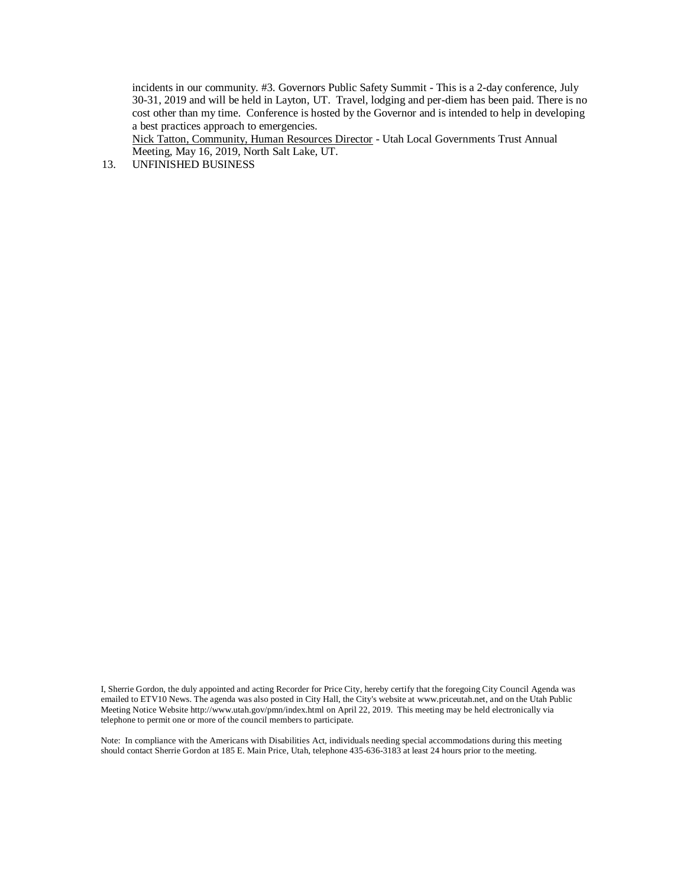incidents in our community. #3. Governors Public Safety Summit - This is a 2-day conference, July 30-31, 2019 and will be held in Layton, UT. Travel, lodging and per-diem has been paid. There is no cost other than my time. Conference is hosted by the Governor and is intended to help in developing a best practices approach to emergencies.

<u>Nick Tatton, Community, Human Resources Director</u> - Utah Local Governments Trust Annual Meeting, May 16, 2019, North Salt Lake, UT.

13. UNFINISHED BUSINESS

I, Sherrie Gordon, the duly appointed and acting Recorder for Price City, hereby certify that the foregoing City Council Agenda was emailed to ETV10 News. The agenda was also posted in City Hall, the City's website at www.priceutah.net, and on the Utah Public Meeting Notice Website http://www.utah.gov/pmn/index.html on April 22, 2019. This meeting may be held electronically via telephone to permit one or more of the council members to participate.

Note: In compliance with the Americans with Disabilities Act, individuals needing special accommodations during this meeting should contact Sherrie Gordon at 185 E. Main Price, Utah, telephone 435-636-3183 at least 24 hours prior to the meeting.